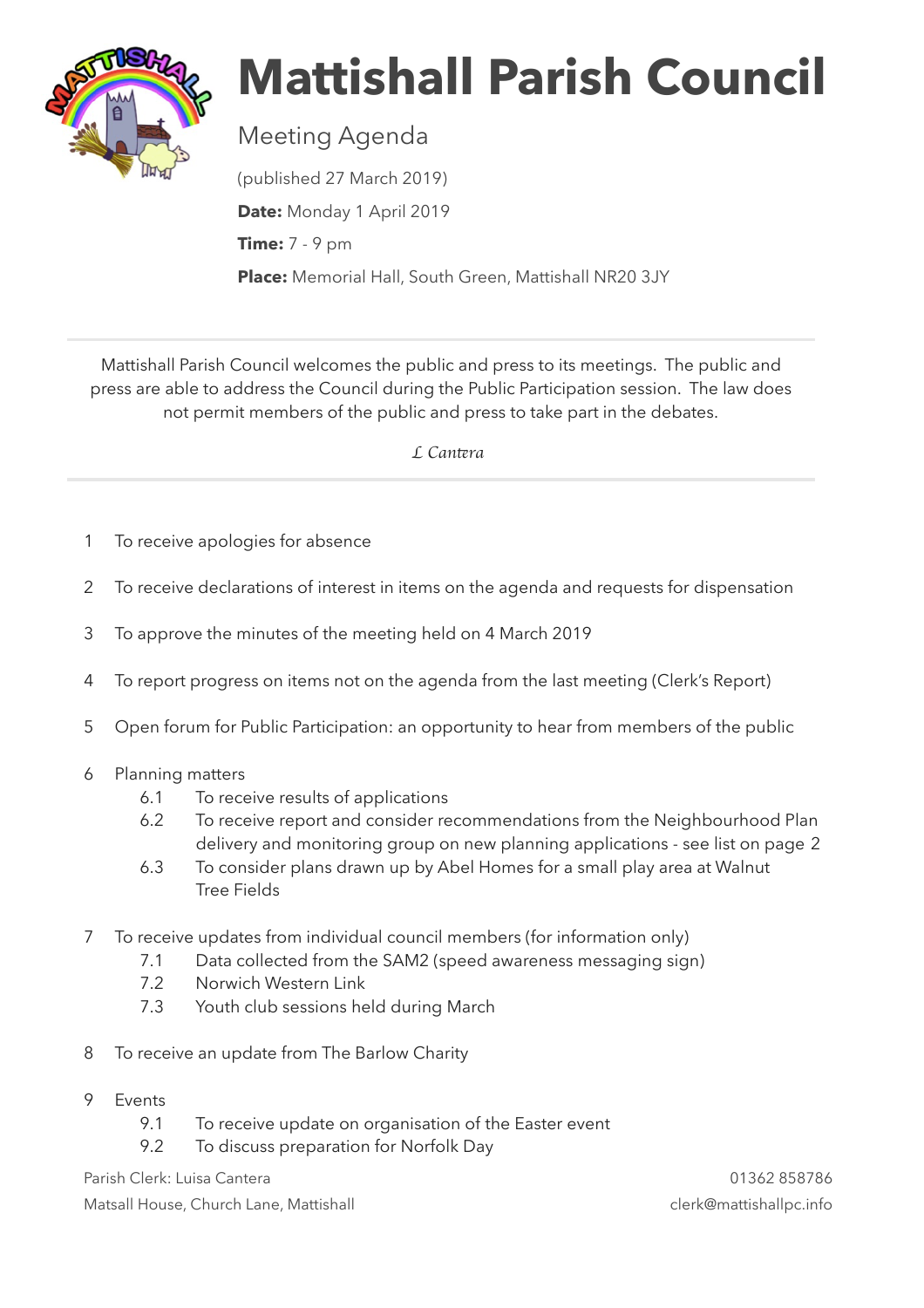# Mattishall Parish Council

## Meeting Agenda

(published 27 March 2019)

**Date:** Monday 1 April 2019

**Time:** 7 - 9 pm

**Place:** Memorial Hall, South Green, Mattishall NR20 3JY

---

Mattishall Parish Council welcomes the public and press to its meetings. The public and press are able to address the Council during the Public Participation session. The law does not permit members of the public and press to take part in the debates.

*L Cantera*

---

1. To receive apologies for absence
2. To receive declarations of interest in items on the agenda and requests for dispensation
3. To approve the minutes of the meeting held on 4 March 2019
4. To report progress on items not on the agenda from the last meeting (Clerk's Report)
5. Open forum for Public Participation: an opportunity to hear from members of the public
6. Planning matters
   - 6.1 To receive results of applications
   - 6.2 To receive report and consider recommendations from the Neighbourhood Plan delivery and monitoring group on new planning applications - see list on page 2
   - 6.3 To consider plans drawn up by Abel Homes for a small play area at Walnut Tree Fields
7. To receive updates from individual council members (for information only)
   - 7.1 Data collected from the SAM2 (speed awareness messaging sign)
   - 7.2 Norwich Western Link
   - 7.3 Youth club sessions held during March
8. To receive an update from The Barlow Charity
9. Events
   - 9.1 To receive update on organisation of the Easter event
   - 9.2 To discuss preparation for Norfolk Day

Parish Clerk: Luisa Cantera
Matsall House, Church Lane, Mattishall

01362 858786
clerk@mattishallpc.info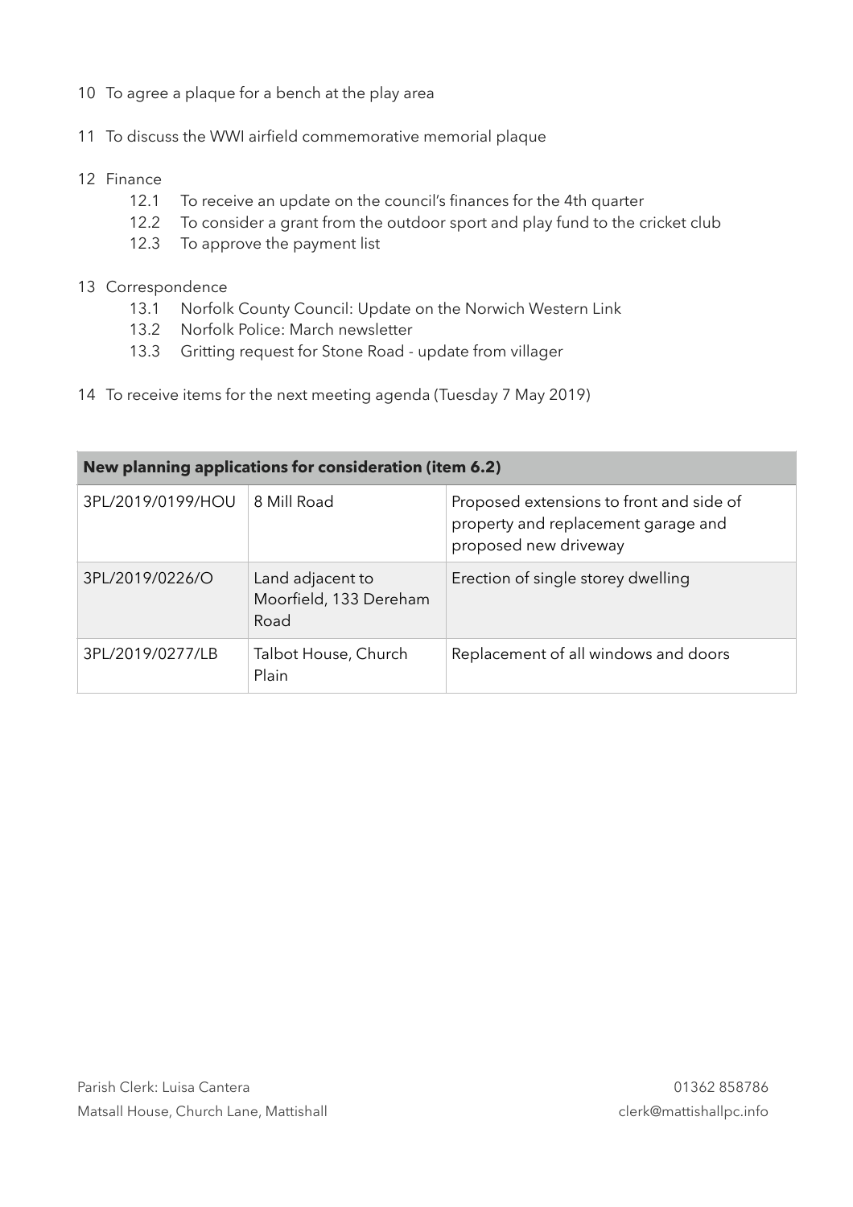10 To agree a plaque for a bench at the play area

11 To discuss the WWI airfield commemorative memorial plaque

12 Finance
   - 12.1 To receive an update on the council's finances for the 4th quarter
   - 12.2 To consider a grant from the outdoor sport and play fund to the cricket club
   - 12.3 To approve the payment list

13 Correspondence
   - 13.1 Norfolk County Council: Update on the Norwich Western Link
   - 13.2 Norfolk Police: March newsletter
   - 13.3 Gritting request for Stone Road - update from villager

14 To receive items for the next meeting agenda (Tuesday 7 May 2019)

| **New planning applications for consideration (item 6.2)** | | |
|---|---|---|
| 3PL/2019/0199/HOU | 8 Mill Road | Proposed extensions to front and side of property and replacement garage and proposed new driveway |
| 3PL/2019/0226/O | Land adjacent to Moorfield, 133 Dereham Road | Erection of single storey dwelling |
| 3PL/2019/0277/LB | Talbot House, Church Plain | Replacement of all windows and doors |

Parish Clerk: Luisa Cantera
Matsall House, Church Lane, Mattishall

01362 858786
clerk@mattishallpc.info